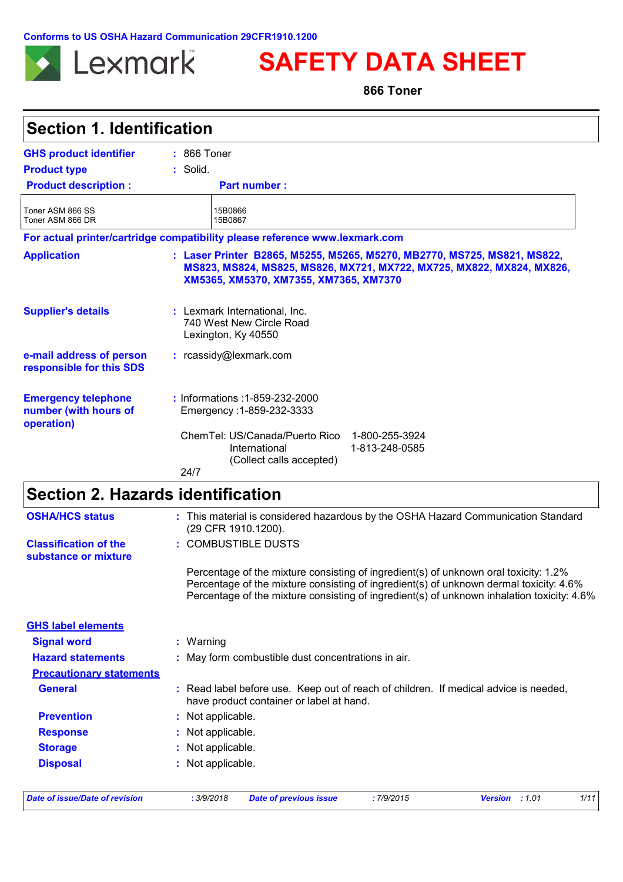Conforms to US OSHA Hazard Communication 29CFR1910.1200

Lexmark

# SAFETY DATA SHEET

**866 Toner**

## Section 1. Identification

**GHS product identifier** : 866 Toner

**Product type** : Solid.

| Product description : | Part number : |
| --- | --- |
| Toner ASM 866 SS<br>Toner ASM 866 DR | 15B0866<br>15B0867 |

**For actual printer/cartridge compatibility please reference www.lexmark.com**

**Application** : **Laser Printer B2865, M5255, M5265, M5270, MB2770, MS725, MS821, MS822, MS823, MS824, MS825, MS826, MX721, MX722, MX725, MX822, MX824, MX826, XM5365, XM5370, XM7355, XM7365, XM7370**

**Supplier's details** : Lexmark International, Inc.
740 West New Circle Road
Lexington, Ky 40550

**e-mail address of person responsible for this SDS** : rcassidy@lexmark.com

**Emergency telephone number (with hours of operation)** : Informations :1-859-232-2000
Emergency :1-859-232-3333

ChemTel: US/Canada/Puerto Rico 1-800-255-3924
International 1-813-248-0585
(Collect calls accepted)

24/7

## Section 2. Hazards identification

**OSHA/HCS status** : This material is considered hazardous by the OSHA Hazard Communication Standard (29 CFR 1910.1200).

**Classification of the substance or mixture** : COMBUSTIBLE DUSTS

Percentage of the mixture consisting of ingredient(s) of unknown oral toxicity: 1.2%
Percentage of the mixture consisting of ingredient(s) of unknown dermal toxicity: 4.6%
Percentage of the mixture consisting of ingredient(s) of unknown inhalation toxicity: 4.6%

**GHS label elements**

**Signal word** : Warning

**Hazard statements** : May form combustible dust concentrations in air.

**Precautionary statements**

**General** : Read label before use. Keep out of reach of children. If medical advice is needed, have product container or label at hand.

**Prevention** : Not applicable.

**Response** : Not applicable.

**Storage** : Not applicable.

**Disposal** : Not applicable.

*Date of issue/Date of revision* : 3/9/2018 *Date of previous issue* : 7/9/2015 *Version* : 1.01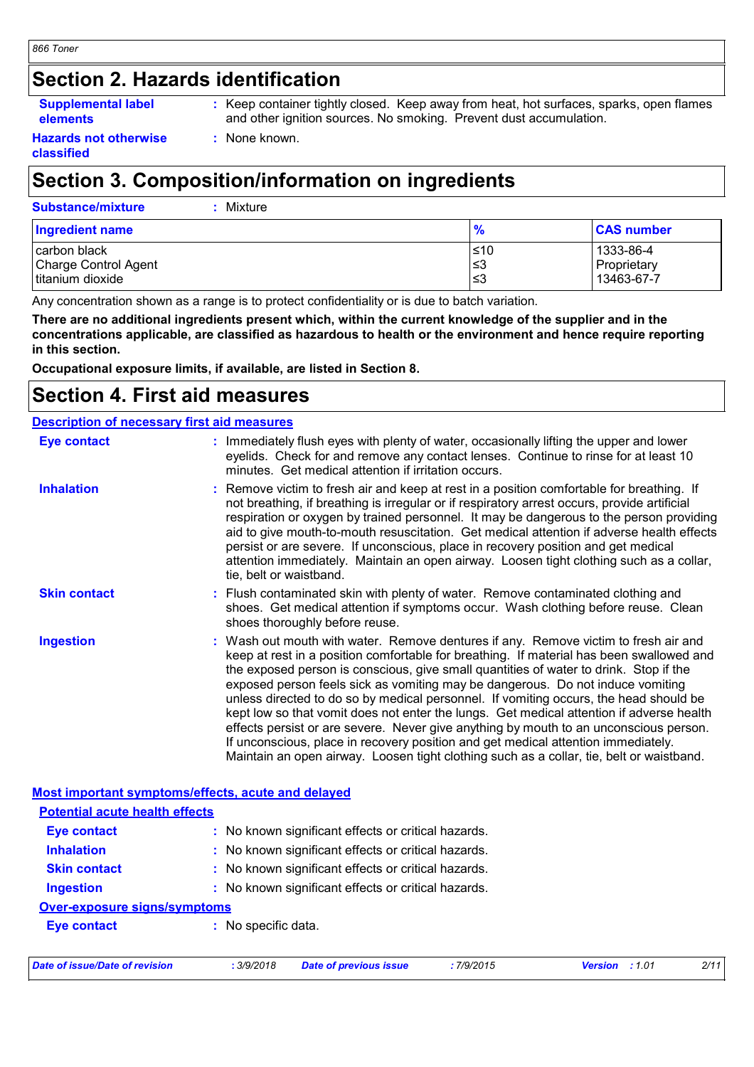## Section 2. Hazards identification

**Supplemental label elements** : Keep container tightly closed. Keep away from heat, hot surfaces, sparks, open flames and other ignition sources. No smoking. Prevent dust accumulation.

**Hazards not otherwise classified** : None known.

## Section 3. Composition/information on ingredients

**Substance/mixture** : Mixture

| Ingredient name | % | CAS number |
| --- | --- | --- |
| carbon black | ≤10 | 1333-86-4 |
| Charge Control Agent | ≤3 | Proprietary |
| titanium dioxide | ≤3 | 13463-67-7 |

Any concentration shown as a range is to protect confidentiality or is due to batch variation.

**There are no additional ingredients present which, within the current knowledge of the supplier and in the concentrations applicable, are classified as hazardous to health or the environment and hence require reporting in this section.**

**Occupational exposure limits, if available, are listed in Section 8.**

## Section 4. First aid measures

### Description of necessary first aid measures

**Eye contact** : Immediately flush eyes with plenty of water, occasionally lifting the upper and lower eyelids. Check for and remove any contact lenses. Continue to rinse for at least 10 minutes. Get medical attention if irritation occurs.

**Inhalation** : Remove victim to fresh air and keep at rest in a position comfortable for breathing. If not breathing, if breathing is irregular or if respiratory arrest occurs, provide artificial respiration or oxygen by trained personnel. It may be dangerous to the person providing aid to give mouth-to-mouth resuscitation. Get medical attention if adverse health effects persist or are severe. If unconscious, place in recovery position and get medical attention immediately. Maintain an open airway. Loosen tight clothing such as a collar, tie, belt or waistband.

**Skin contact** : Flush contaminated skin with plenty of water. Remove contaminated clothing and shoes. Get medical attention if symptoms occur. Wash clothing before reuse. Clean shoes thoroughly before reuse.

**Ingestion** : Wash out mouth with water. Remove dentures if any. Remove victim to fresh air and keep at rest in a position comfortable for breathing. If material has been swallowed and the exposed person is conscious, give small quantities of water to drink. Stop if the exposed person feels sick as vomiting may be dangerous. Do not induce vomiting unless directed to do so by medical personnel. If vomiting occurs, the head should be kept low so that vomit does not enter the lungs. Get medical attention if adverse health effects persist or are severe. Never give anything by mouth to an unconscious person. If unconscious, place in recovery position and get medical attention immediately. Maintain an open airway. Loosen tight clothing such as a collar, tie, belt or waistband.

### Most important symptoms/effects, acute and delayed

#### Potential acute health effects

**Eye contact** : No known significant effects or critical hazards.

**Inhalation** : No known significant effects or critical hazards.

**Skin contact** : No known significant effects or critical hazards.

**Ingestion** : No known significant effects or critical hazards.

#### Over-exposure signs/symptoms

**Eye contact** : No specific data.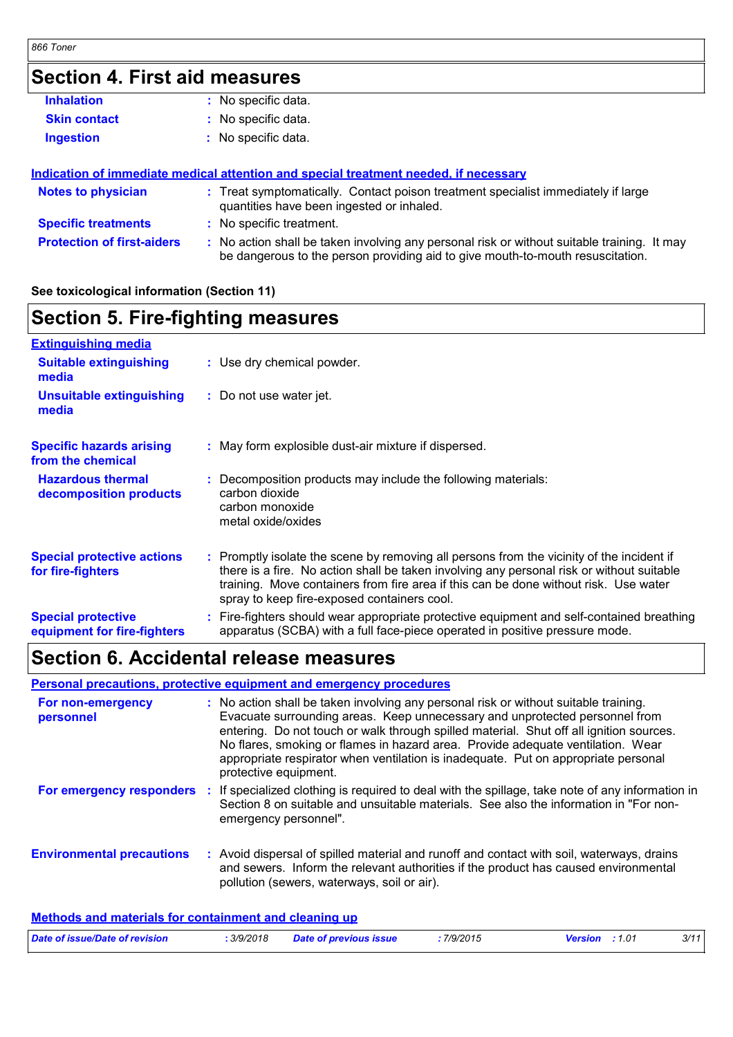## Section 4. First aid measures

| | |
|---|---|
| **Inhalation** | : No specific data. |
| **Skin contact** | : No specific data. |
| **Ingestion** | : No specific data. |

### Indication of immediate medical attention and special treatment needed, if necessary

| | |
|---|---|
| **Notes to physician** | : Treat symptomatically. Contact poison treatment specialist immediately if large quantities have been ingested or inhaled. |
| **Specific treatments** | : No specific treatment. |
| **Protection of first-aiders** | : No action shall be taken involving any personal risk or without suitable training. It may be dangerous to the person providing aid to give mouth-to-mouth resuscitation. |

**See toxicological information (Section 11)**

## Section 5. Fire-fighting measures

### Extinguishing media

| | |
|---|---|
| **Suitable extinguishing media** | : Use dry chemical powder. |
| **Unsuitable extinguishing media** | : Do not use water jet. |
| **Specific hazards arising from the chemical** | : May form explosible dust-air mixture if dispersed. |
| **Hazardous thermal decomposition products** | : Decomposition products may include the following materials: carbon dioxide, carbon monoxide, metal oxide/oxides |
| **Special protective actions for fire-fighters** | : Promptly isolate the scene by removing all persons from the vicinity of the incident if there is a fire. No action shall be taken involving any personal risk or without suitable training. Move containers from fire area if this can be done without risk. Use water spray to keep fire-exposed containers cool. |
| **Special protective equipment for fire-fighters** | : Fire-fighters should wear appropriate protective equipment and self-contained breathing apparatus (SCBA) with a full face-piece operated in positive pressure mode. |

## Section 6. Accidental release measures

### Personal precautions, protective equipment and emergency procedures

| | |
|---|---|
| **For non-emergency personnel** | : No action shall be taken involving any personal risk or without suitable training. Evacuate surrounding areas. Keep unnecessary and unprotected personnel from entering. Do not touch or walk through spilled material. Shut off all ignition sources. No flares, smoking or flames in hazard area. Provide adequate ventilation. Wear appropriate respirator when ventilation is inadequate. Put on appropriate personal protective equipment. |
| **For emergency responders** | : If specialized clothing is required to deal with the spillage, take note of any information in Section 8 on suitable and unsuitable materials. See also the information in "For non-emergency personnel". |
| **Environmental precautions** | : Avoid dispersal of spilled material and runoff and contact with soil, waterways, drains and sewers. Inform the relevant authorities if the product has caused environmental pollution (sewers, waterways, soil or air). |

### Methods and materials for containment and cleaning up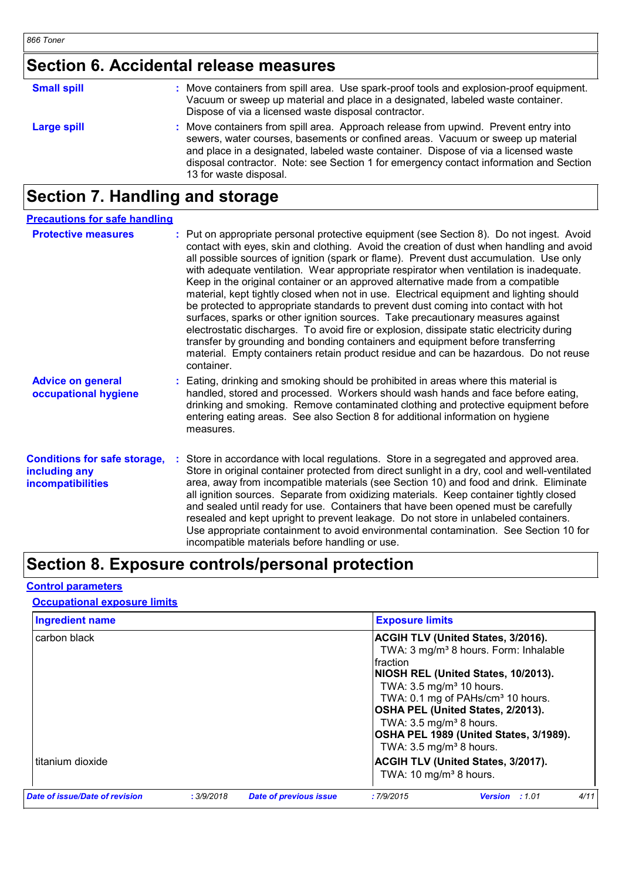## Section 6. Accidental release measures

**Small spill** : Move containers from spill area. Use spark-proof tools and explosion-proof equipment. Vacuum or sweep up material and place in a designated, labeled waste container. Dispose of via a licensed waste disposal contractor.

**Large spill** : Move containers from spill area. Approach release from upwind. Prevent entry into sewers, water courses, basements or confined areas. Vacuum or sweep up material and place in a designated, labeled waste container. Dispose of via a licensed waste disposal contractor. Note: see Section 1 for emergency contact information and Section 13 for waste disposal.

## Section 7. Handling and storage

### Precautions for safe handling

**Protective measures** : Put on appropriate personal protective equipment (see Section 8). Do not ingest. Avoid contact with eyes, skin and clothing. Avoid the creation of dust when handling and avoid all possible sources of ignition (spark or flame). Prevent dust accumulation. Use only with adequate ventilation. Wear appropriate respirator when ventilation is inadequate. Keep in the original container or an approved alternative made from a compatible material, kept tightly closed when not in use. Electrical equipment and lighting should be protected to appropriate standards to prevent dust coming into contact with hot surfaces, sparks or other ignition sources. Take precautionary measures against electrostatic discharges. To avoid fire or explosion, dissipate static electricity during transfer by grounding and bonding containers and equipment before transferring material. Empty containers retain product residue and can be hazardous. Do not reuse container.

**Advice on general occupational hygiene** : Eating, drinking and smoking should be prohibited in areas where this material is handled, stored and processed. Workers should wash hands and face before eating, drinking and smoking. Remove contaminated clothing and protective equipment before entering eating areas. See also Section 8 for additional information on hygiene measures.

**Conditions for safe storage, including any incompatibilities** : Store in accordance with local regulations. Store in a segregated and approved area. Store in original container protected from direct sunlight in a dry, cool and well-ventilated area, away from incompatible materials (see Section 10) and food and drink. Eliminate all ignition sources. Separate from oxidizing materials. Keep container tightly closed and sealed until ready for use. Containers that have been opened must be carefully resealed and kept upright to prevent leakage. Do not store in unlabeled containers. Use appropriate containment to avoid environmental contamination. See Section 10 for incompatible materials before handling or use.

## Section 8. Exposure controls/personal protection

### Control parameters

#### Occupational exposure limits

| Ingredient name | Exposure limits |
|---|---|
| carbon black | **ACGIH TLV (United States, 3/2016).**<br>TWA: 3 mg/m³ 8 hours. Form: Inhalable fraction<br>**NIOSH REL (United States, 10/2013).**<br>TWA: 3.5 mg/m³ 10 hours.<br>TWA: 0.1 mg of PAHs/cm³ 10 hours.<br>**OSHA PEL (United States, 2/2013).**<br>TWA: 3.5 mg/m³ 8 hours.<br>**OSHA PEL 1989 (United States, 3/1989).**<br>TWA: 3.5 mg/m³ 8 hours. |
| titanium dioxide | **ACGIH TLV (United States, 3/2017).**<br>TWA: 10 mg/m³ 8 hours. |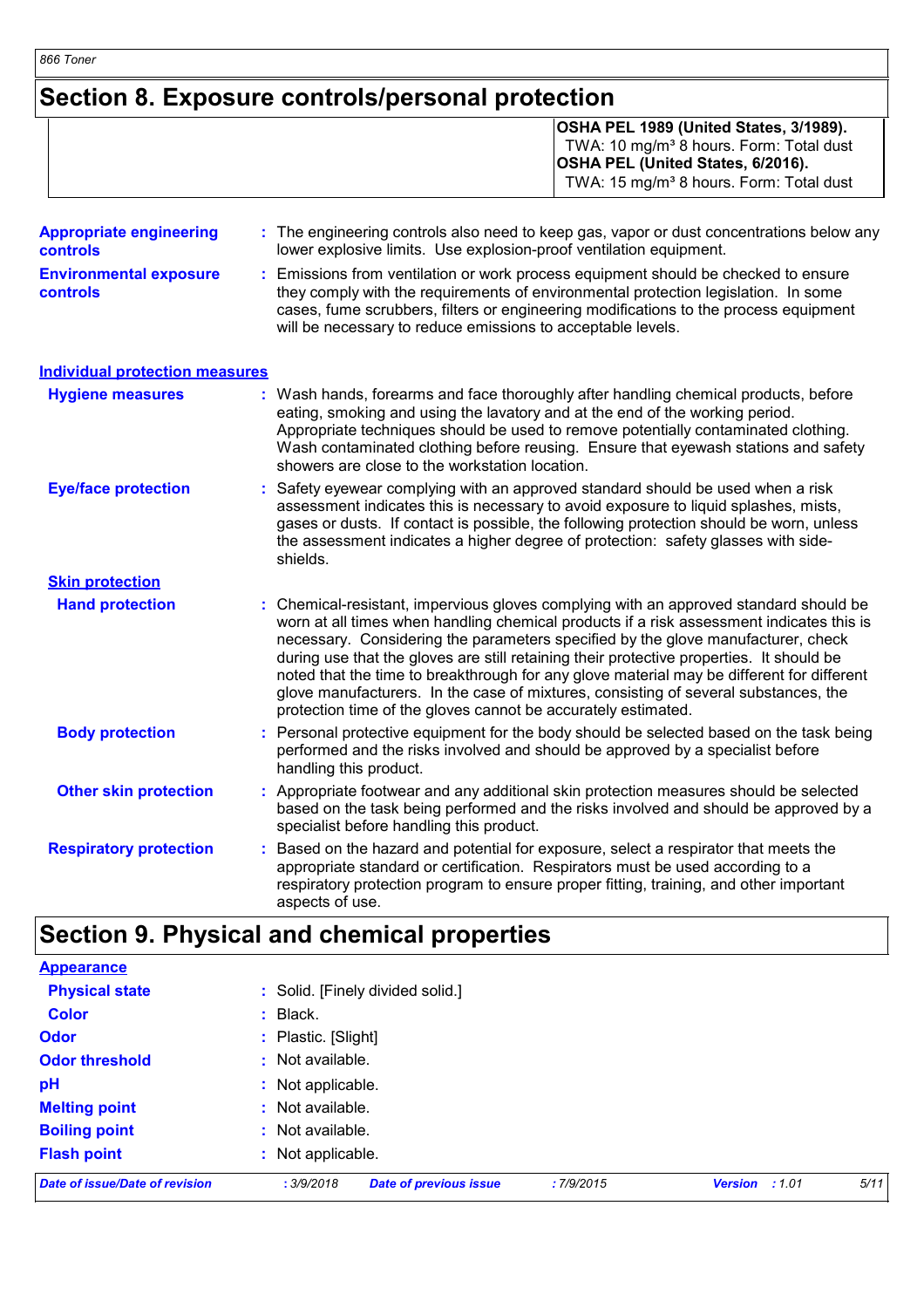# Section 8. Exposure controls/personal protection

| | |
|---|---|
| | **OSHA PEL 1989 (United States, 3/1989).**<br>TWA: 10 mg/m³ 8 hours. Form: Total dust<br>**OSHA PEL (United States, 6/2016).**<br>TWA: 15 mg/m³ 8 hours. Form: Total dust |

**Appropriate engineering controls** : The engineering controls also need to keep gas, vapor or dust concentrations below any lower explosive limits. Use explosion-proof ventilation equipment.

**Environmental exposure controls** : Emissions from ventilation or work process equipment should be checked to ensure they comply with the requirements of environmental protection legislation. In some cases, fume scrubbers, filters or engineering modifications to the process equipment will be necessary to reduce emissions to acceptable levels.

## Individual protection measures

**Hygiene measures** : Wash hands, forearms and face thoroughly after handling chemical products, before eating, smoking and using the lavatory and at the end of the working period. Appropriate techniques should be used to remove potentially contaminated clothing. Wash contaminated clothing before reusing. Ensure that eyewash stations and safety showers are close to the workstation location.

**Eye/face protection** : Safety eyewear complying with an approved standard should be used when a risk assessment indicates this is necessary to avoid exposure to liquid splashes, mists, gases or dusts. If contact is possible, the following protection should be worn, unless the assessment indicates a higher degree of protection: safety glasses with side-shields.

### Skin protection

**Hand protection** : Chemical-resistant, impervious gloves complying with an approved standard should be worn at all times when handling chemical products if a risk assessment indicates this is necessary. Considering the parameters specified by the glove manufacturer, check during use that the gloves are still retaining their protective properties. It should be noted that the time to breakthrough for any glove material may be different for different glove manufacturers. In the case of mixtures, consisting of several substances, the protection time of the gloves cannot be accurately estimated.

**Body protection** : Personal protective equipment for the body should be selected based on the task being performed and the risks involved and should be approved by a specialist before handling this product.

**Other skin protection** : Appropriate footwear and any additional skin protection measures should be selected based on the task being performed and the risks involved and should be approved by a specialist before handling this product.

**Respiratory protection** : Based on the hazard and potential for exposure, select a respirator that meets the appropriate standard or certification. Respirators must be used according to a respiratory protection program to ensure proper fitting, training, and other important aspects of use.

# Section 9. Physical and chemical properties

## Appearance

**Physical state** : Solid. [Finely divided solid.]

**Color** : Black.

**Odor** : Plastic. [Slight]

**Odor threshold** : Not available.

**pH** : Not applicable.

**Melting point** : Not available.

**Boiling point** : Not available.

**Flash point** : Not applicable.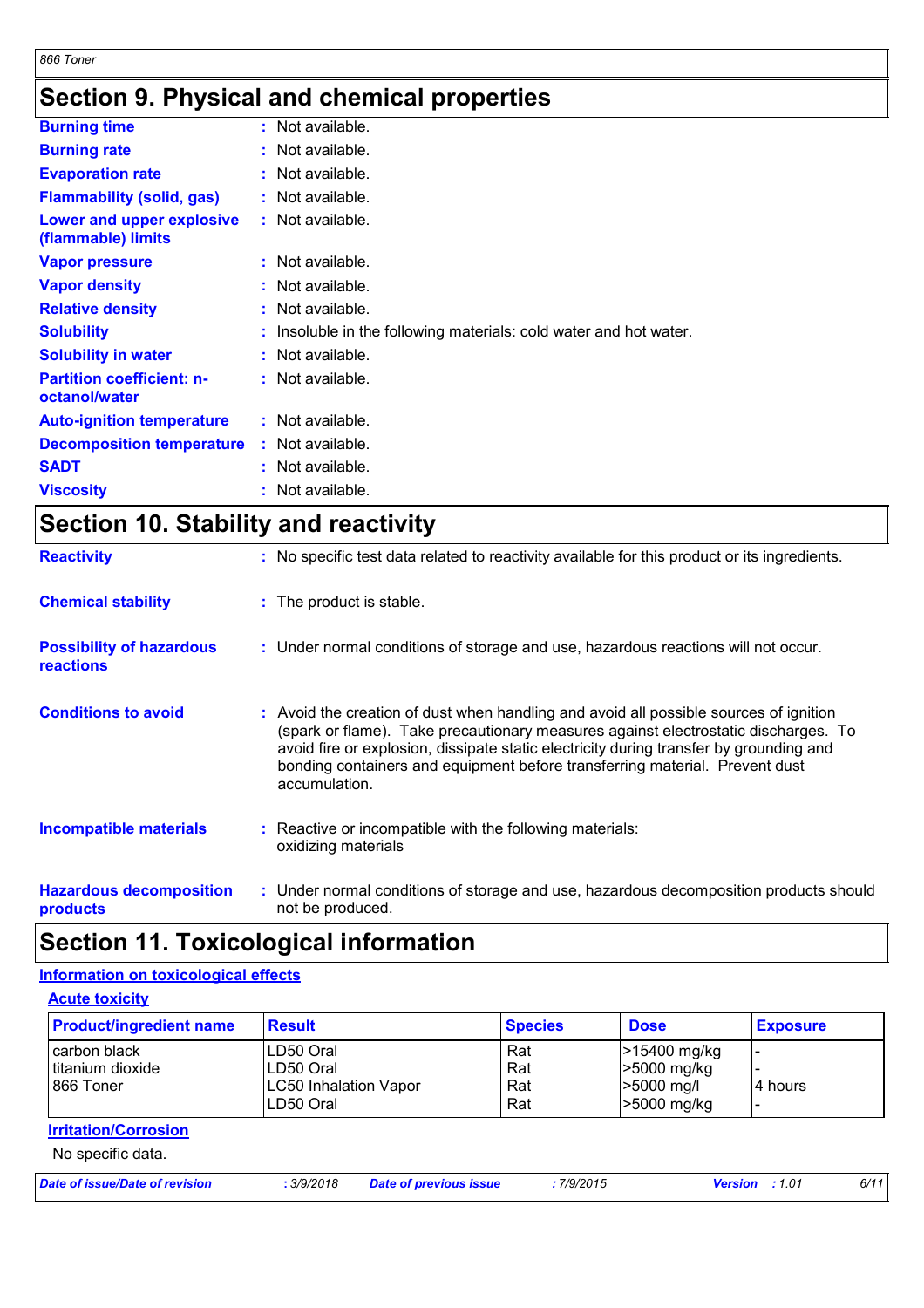## Section 9. Physical and chemical properties

**Burning time** : Not available.

**Burning rate** : Not available.

**Evaporation rate** : Not available.

**Flammability (solid, gas)** : Not available.

**Lower and upper explosive (flammable) limits** : Not available.

**Vapor pressure** : Not available.

**Vapor density** : Not available.

**Relative density** : Not available.

**Solubility** : Insoluble in the following materials: cold water and hot water.

**Solubility in water** : Not available.

**Partition coefficient: n-octanol/water** : Not available.

**Auto-ignition temperature** : Not available.

**Decomposition temperature** : Not available.

**SADT** : Not available.

**Viscosity** : Not available.

## Section 10. Stability and reactivity

**Reactivity** : No specific test data related to reactivity available for this product or its ingredients.

**Chemical stability** : The product is stable.

**Possibility of hazardous reactions** : Under normal conditions of storage and use, hazardous reactions will not occur.

**Conditions to avoid** : Avoid the creation of dust when handling and avoid all possible sources of ignition (spark or flame). Take precautionary measures against electrostatic discharges. To avoid fire or explosion, dissipate static electricity during transfer by grounding and bonding containers and equipment before transferring material. Prevent dust accumulation.

**Incompatible materials** : Reactive or incompatible with the following materials: oxidizing materials

**Hazardous decomposition products** : Under normal conditions of storage and use, hazardous decomposition products should not be produced.

## Section 11. Toxicological information

### Information on toxicological effects

#### Acute toxicity

| Product/ingredient name | Result | Species | Dose | Exposure |
|---|---|---|---|---|
| carbon black | LD50 Oral | Rat | >15400 mg/kg | - |
| titanium dioxide | LD50 Oral | Rat | >5000 mg/kg | - |
| 866 Toner | LC50 Inhalation Vapor | Rat | >5000 mg/l | 4 hours |
| | LD50 Oral | Rat | >5000 mg/kg | - |

#### Irritation/Corrosion

No specific data.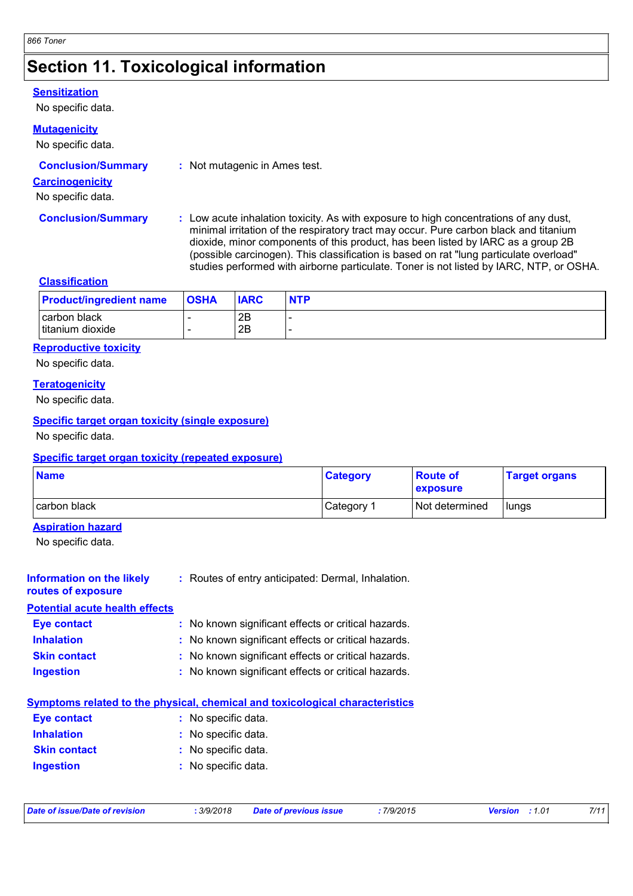# Section 11. Toxicological information

**Sensitization**

No specific data.

**Mutagenicity**

No specific data.

**Conclusion/Summary** : Not mutagenic in Ames test.

**Carcinogenicity**

No specific data.

**Conclusion/Summary** : Low acute inhalation toxicity. As with exposure to high concentrations of any dust, minimal irritation of the respiratory tract may occur. Pure carbon black and titanium dioxide, minor components of this product, has been listed by IARC as a group 2B (possible carcinogen). This classification is based on rat "lung particulate overload" studies performed with airborne particulate. Toner is not listed by IARC, NTP, or OSHA.

**Classification**

| Product/ingredient name | OSHA | IARC | NTP |
| --- | --- | --- | --- |
| carbon black | - | 2B | - |
| titanium dioxide | - | 2B | - |

**Reproductive toxicity**

No specific data.

**Teratogenicity**

No specific data.

**Specific target organ toxicity (single exposure)**

No specific data.

**Specific target organ toxicity (repeated exposure)**

| Name | Category | Route of exposure | Target organs |
| --- | --- | --- | --- |
| carbon black | Category 1 | Not determined | lungs |

**Aspiration hazard**

No specific data.

**Information on the likely routes of exposure** : Routes of entry anticipated: Dermal, Inhalation.

**Potential acute health effects**

**Eye contact** : No known significant effects or critical hazards.

**Inhalation** : No known significant effects or critical hazards.

**Skin contact** : No known significant effects or critical hazards.

**Ingestion** : No known significant effects or critical hazards.

**Symptoms related to the physical, chemical and toxicological characteristics**

**Eye contact** : No specific data.

**Inhalation** : No specific data.

**Skin contact** : No specific data.

**Ingestion** : No specific data.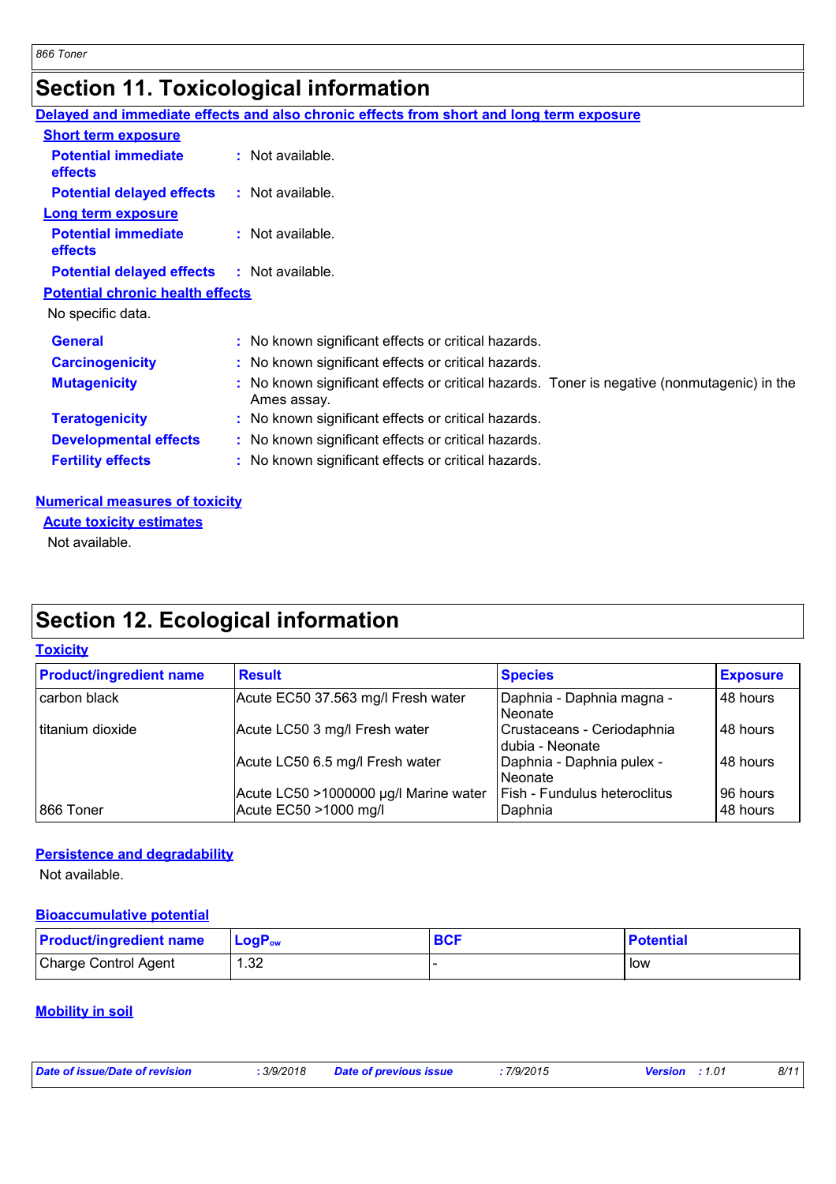## Section 11. Toxicological information

**Delayed and immediate effects and also chronic effects from short and long term exposure**

**Short term exposure**

**Potential immediate effects** : Not available.

**Potential delayed effects** : Not available.

**Long term exposure**

**Potential immediate effects** : Not available.

**Potential delayed effects** : Not available.

**Potential chronic health effects**

No specific data.

**General** : No known significant effects or critical hazards.

**Carcinogenicity** : No known significant effects or critical hazards.

**Mutagenicity** : No known significant effects or critical hazards. Toner is negative (nonmutagenic) in the Ames assay.

**Teratogenicity** : No known significant effects or critical hazards.

**Developmental effects** : No known significant effects or critical hazards.

**Fertility effects** : No known significant effects or critical hazards.

**Numerical measures of toxicity**

**Acute toxicity estimates**

Not available.

## Section 12. Ecological information

**Toxicity**

| Product/ingredient name | Result | Species | Exposure |
|---|---|---|---|
| carbon black | Acute EC50 37.563 mg/l Fresh water | Daphnia - Daphnia magna - Neonate | 48 hours |
| titanium dioxide | Acute LC50 3 mg/l Fresh water | Crustaceans - Ceriodaphnia dubia - Neonate | 48 hours |
| | Acute LC50 6.5 mg/l Fresh water | Daphnia - Daphnia pulex - Neonate | 48 hours |
| | Acute LC50 >1000000 µg/l Marine water | Fish - Fundulus heteroclitus | 96 hours |
| 866 Toner | Acute EC50 >1000 mg/l | Daphnia | 48 hours |

**Persistence and degradability**

Not available.

**Bioaccumulative potential**

| Product/ingredient name | $LogP_{ow}$ | BCF | Potential |
|---|---|---|---|
| Charge Control Agent | 1.32 | - | low |

**Mobility in soil**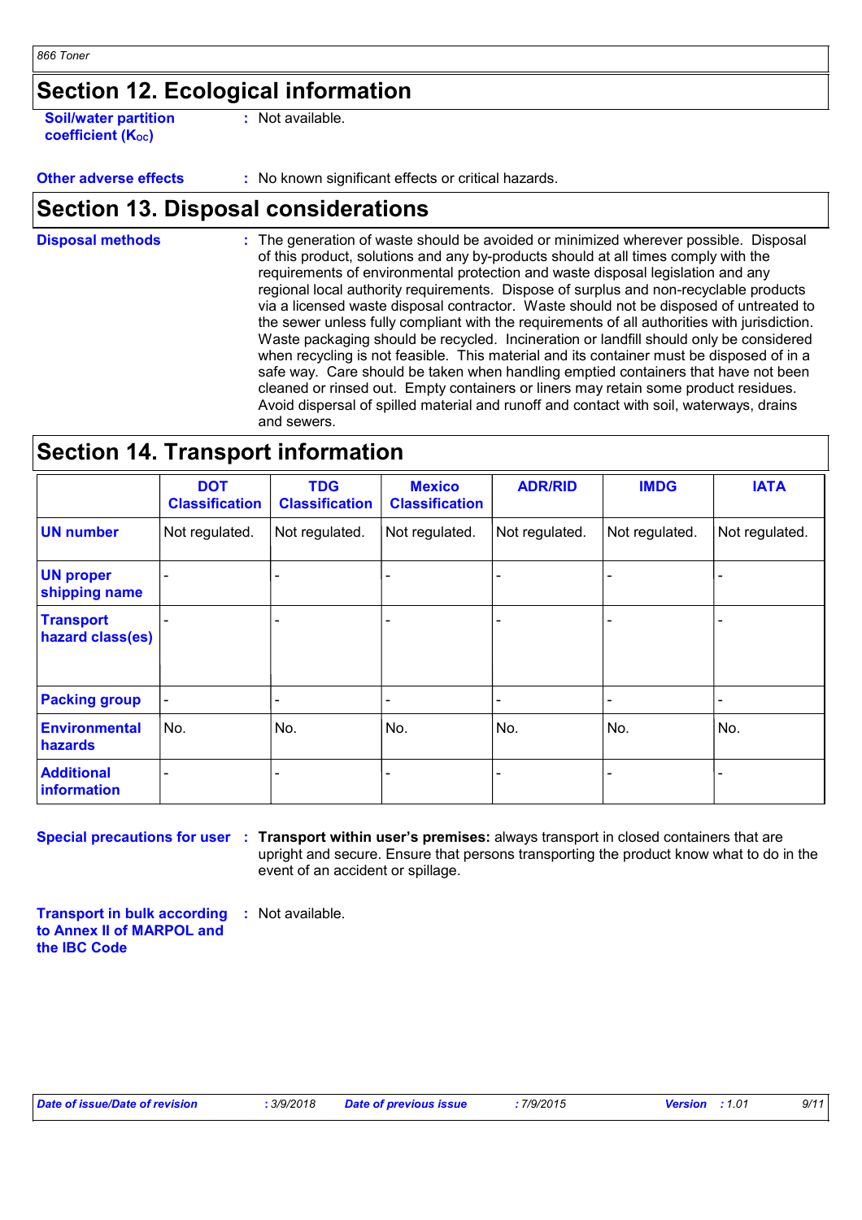## Section 12. Ecological information

**Soil/water partition coefficient ($K_{OC}$)** : Not available.

**Other adverse effects** : No known significant effects or critical hazards.

## Section 13. Disposal considerations

**Disposal methods** : The generation of waste should be avoided or minimized wherever possible. Disposal of this product, solutions and any by-products should at all times comply with the requirements of environmental protection and waste disposal legislation and any regional local authority requirements. Dispose of surplus and non-recyclable products via a licensed waste disposal contractor. Waste should not be disposed of untreated to the sewer unless fully compliant with the requirements of all authorities with jurisdiction. Waste packaging should be recycled. Incineration or landfill should only be considered when recycling is not feasible. This material and its container must be disposed of in a safe way. Care should be taken when handling emptied containers that have not been cleaned or rinsed out. Empty containers or liners may retain some product residues. Avoid dispersal of spilled material and runoff and contact with soil, waterways, drains and sewers.

## Section 14. Transport information

| | DOT Classification | TDG Classification | Mexico Classification | ADR/RID | IMDG | IATA |
|---|---|---|---|---|---|---|
| **UN number** | Not regulated. | Not regulated. | Not regulated. | Not regulated. | Not regulated. | Not regulated. |
| **UN proper shipping name** | - | - | - | - | - | - |
| **Transport hazard class(es)** | - | - | - | - | - | - |
| **Packing group** | - | - | - | - | - | - |
| **Environmental hazards** | No. | No. | No. | No. | No. | No. |
| **Additional information** | - | - | - | - | - | - |

**Special precautions for user** : **Transport within user's premises:** always transport in closed containers that are upright and secure. Ensure that persons transporting the product know what to do in the event of an accident or spillage.

**Transport in bulk according to Annex II of MARPOL and the IBC Code** : Not available.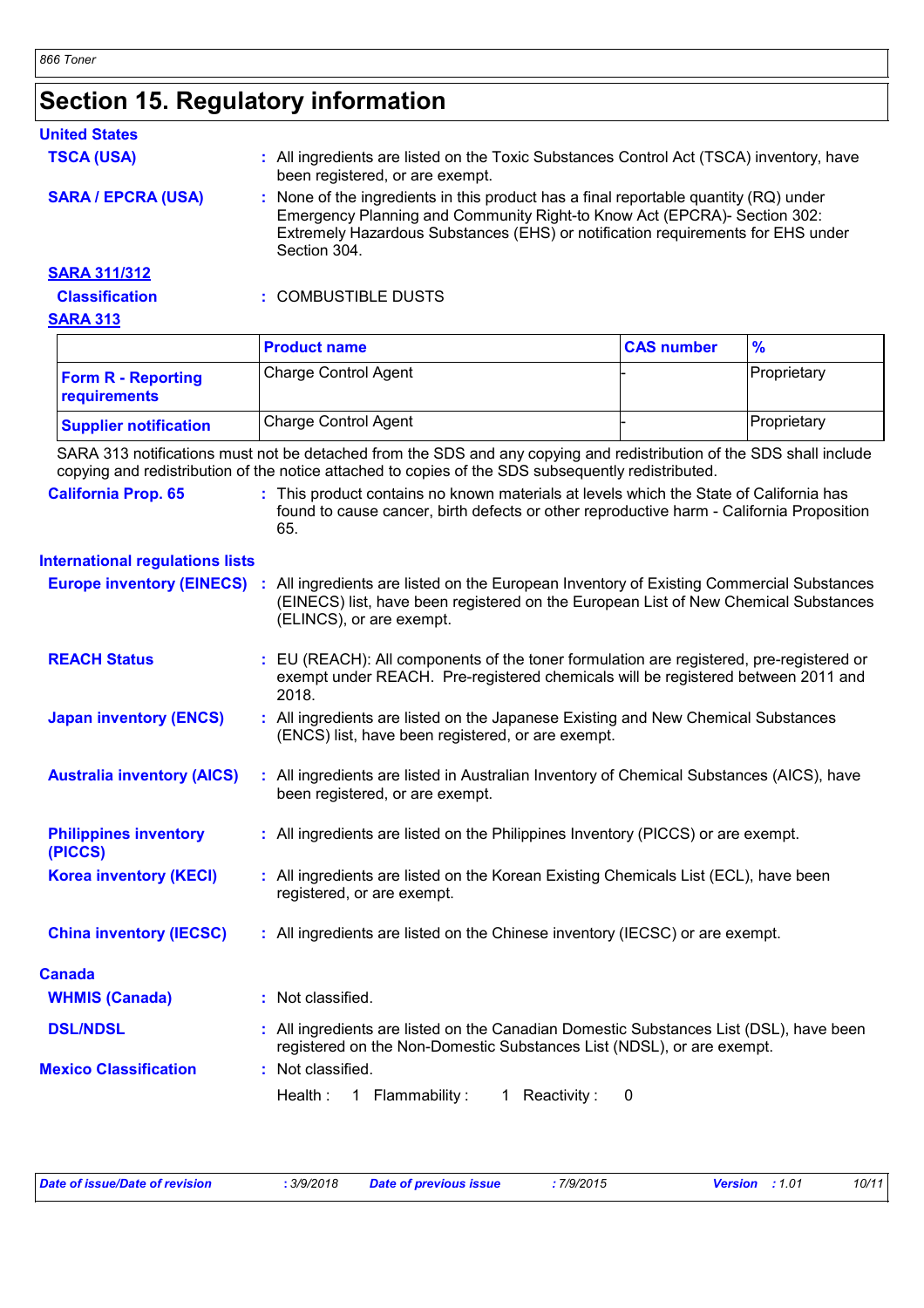## Section 15. Regulatory information

### United States

**TSCA (USA)** : All ingredients are listed on the Toxic Substances Control Act (TSCA) inventory, have been registered, or are exempt.

**SARA / EPCRA (USA)** : None of the ingredients in this product has a final reportable quantity (RQ) under Emergency Planning and Community Right-to Know Act (EPCRA)- Section 302: Extremely Hazardous Substances (EHS) or notification requirements for EHS under Section 304.

**SARA 311/312**

**Classification** : COMBUSTIBLE DUSTS

**SARA 313**

| | Product name | CAS number | % |
|---|---|---|---|
| **Form R - Reporting requirements** | Charge Control Agent | - | Proprietary |
| **Supplier notification** | Charge Control Agent | - | Proprietary |

SARA 313 notifications must not be detached from the SDS and any copying and redistribution of the SDS shall include copying and redistribution of the notice attached to copies of the SDS subsequently redistributed.

**California Prop. 65** : This product contains no known materials at levels which the State of California has found to cause cancer, birth defects or other reproductive harm - California Proposition 65.

### International regulations lists

**Europe inventory (EINECS)** : All ingredients are listed on the European Inventory of Existing Commercial Substances (EINECS) list, have been registered on the European List of New Chemical Substances (ELINCS), or are exempt.

**REACH Status** : EU (REACH): All components of the toner formulation are registered, pre-registered or exempt under REACH. Pre-registered chemicals will be registered between 2011 and 2018.

**Japan inventory (ENCS)** : All ingredients are listed on the Japanese Existing and New Chemical Substances (ENCS) list, have been registered, or are exempt.

**Australia inventory (AICS)** : All ingredients are listed in Australian Inventory of Chemical Substances (AICS), have been registered, or are exempt.

**Philippines inventory (PICCS)** : All ingredients are listed on the Philippines Inventory (PICCS) or are exempt.

**Korea inventory (KECI)** : All ingredients are listed on the Korean Existing Chemicals List (ECL), have been registered, or are exempt.

**China inventory (IECSC)** : All ingredients are listed on the Chinese inventory (IECSC) or are exempt.

### Canada

**WHMIS (Canada)** : Not classified.

**DSL/NDSL** : All ingredients are listed on the Canadian Domestic Substances List (DSL), have been registered on the Non-Domestic Substances List (NDSL), or are exempt.

**Mexico Classification** : Not classified.

Health : 1 Flammability : 1 Reactivity : 0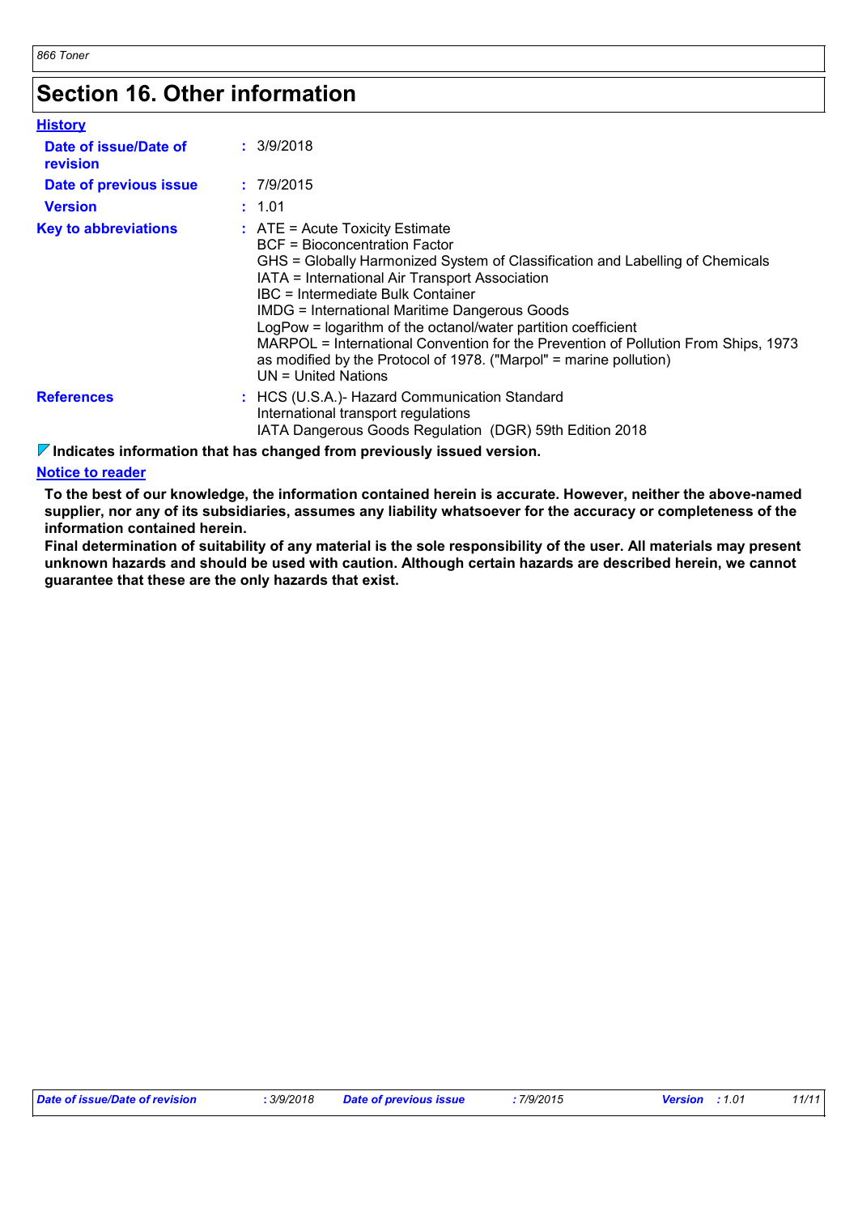# Section 16. Other information

### History

| | |
|---|---|
| **Date of issue/Date of revision** | : 3/9/2018 |
| **Date of previous issue** | : 7/9/2015 |
| **Version** | : 1.01 |

**Key to abbreviations** : ATE = Acute Toxicity Estimate
BCF = Bioconcentration Factor
GHS = Globally Harmonized System of Classification and Labelling of Chemicals
IATA = International Air Transport Association
IBC = Intermediate Bulk Container
IMDG = International Maritime Dangerous Goods
LogPow = logarithm of the octanol/water partition coefficient
MARPOL = International Convention for the Prevention of Pollution From Ships, 1973 as modified by the Protocol of 1978. ("Marpol" = marine pollution)
UN = United Nations

**References** : HCS (U.S.A.)- Hazard Communication Standard
International transport regulations
IATA Dangerous Goods Regulation (DGR) 59th Edition 2018

**Indicates information that has changed from previously issued version.**

### Notice to reader

**To the best of our knowledge, the information contained herein is accurate. However, neither the above-named supplier, nor any of its subsidiaries, assumes any liability whatsoever for the accuracy or completeness of the information contained herein.**

**Final determination of suitability of any material is the sole responsibility of the user. All materials may present unknown hazards and should be used with caution. Although certain hazards are described herein, we cannot guarantee that these are the only hazards that exist.**